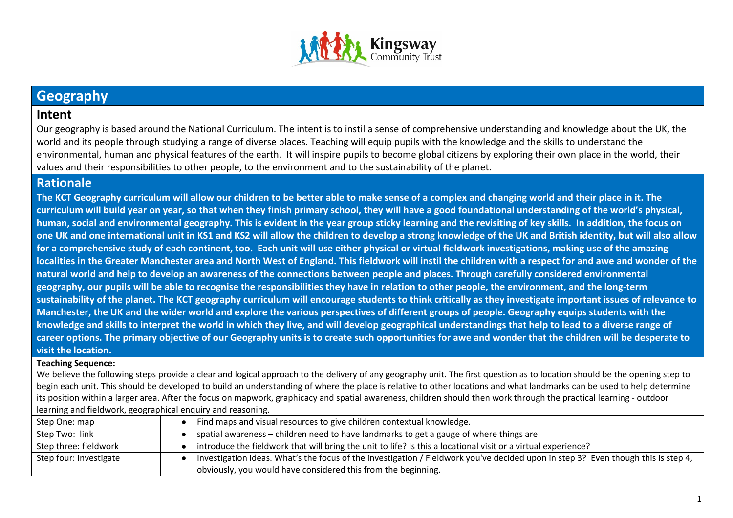# Geography

## Intent

Our geography is based around the National Curriculum. The intent is to instil a sense of comprehensive understanding and knowledge about the UK, the world and its people through studying a range of diverse places. Teaching will equip pupils with the knowledge and the skills to understand the environmental, human and physical features of the earth. It will inspire pupils to become global citizens by exploring their own place in the world, their values and their responsibilities to other people, to the environment and to the sustainability of the planet.

## Rationale

**The KCT Geography curriculum will allow our children to be better able to make sense of a complex and changing world and their place in it. The curriculum will build year on year, so that when they finish primary school, they will have a good foundational understanding of the world's physical, human, social and environmental geography. This is evident in the year group sticky learning and the revisiting of key skills. In addition, the focus on one UK and one international unit in KS1 and KS2 will allow the children to develop a strong knowledge of the UK and British identity, but will also allow for a comprehensive study of each continent, too. Each unit will use either physical or virtual fieldwork investigations, making use of the amazing localities in the Greater Manchester area and North West of England. This fieldwork will instil the children with a respect for and awe and wonder of the natural world and help to develop an awareness of the connections between people and places. Through carefully considered environmental geography, our pupils will be able to recognise the responsibilities they have in relation to other people, the environment, and the long-term sustainability of the planet. The KCT geography curriculum will encourage students to think critically as they investigate important issues of relevance to Manchester, the UK and the wider world and explore the various perspectives of different groups of people. Geography equips students with the knowledge and skills to interpret the world in which they live, and will develop geographical understandings that help to lead to a diverse range of career options. The primary objective of our Geography units is to create such opportunities for awe and wonder that the children will be desperate to visit the location.**

**Teaching Sequence:**

We believe the following steps provide a clear and logical approach to the delivery of any geography unit. The first question as to location should be the opening step to begin each unit. This should be developed to build an understanding of where the place is relative to other locations and what landmarks can be used to help determine its position within a larger area. After the focus on mapwork, graphicacy and spatial awareness, children should then work through the practical learning - outdoor learning and fieldwork, geographical enquiry and reasoning.

| Step | Description |
| --- | --- |
| Step One: map | • Find maps and visual resources to give children contextual knowledge. |
| Step Two: link | • spatial awareness – children need to have landmarks to get a gauge of where things are |
| Step three: fieldwork | • introduce the fieldwork that will bring the unit to life? Is this a locational visit or a virtual experience? |
| Step four: Investigate | • Investigation ideas. What's the focus of the investigation / Fieldwork you've decided upon in step 3? Even though this is step 4, obviously, you would have considered this from the beginning. |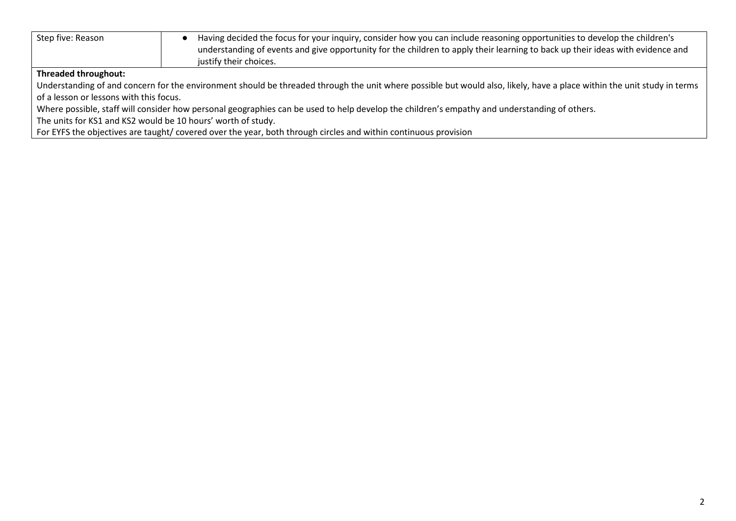| Step five: Reason | • Having decided the focus for your inquiry, consider how you can include reasoning opportunities to develop the children's understanding of events and give opportunity for the children to apply their learning to back up their ideas with evidence and justify their choices. |
|---|---|

**Threaded throughout:**

Understanding of and concern for the environment should be threaded through the unit where possible but would also, likely, have a place within the unit study in terms of a lesson or lessons with this focus.

Where possible, staff will consider how personal geographies can be used to help develop the children's empathy and understanding of others.

The units for KS1 and KS2 would be 10 hours' worth of study.

For EYFS the objectives are taught/ covered over the year, both through circles and within continuous provision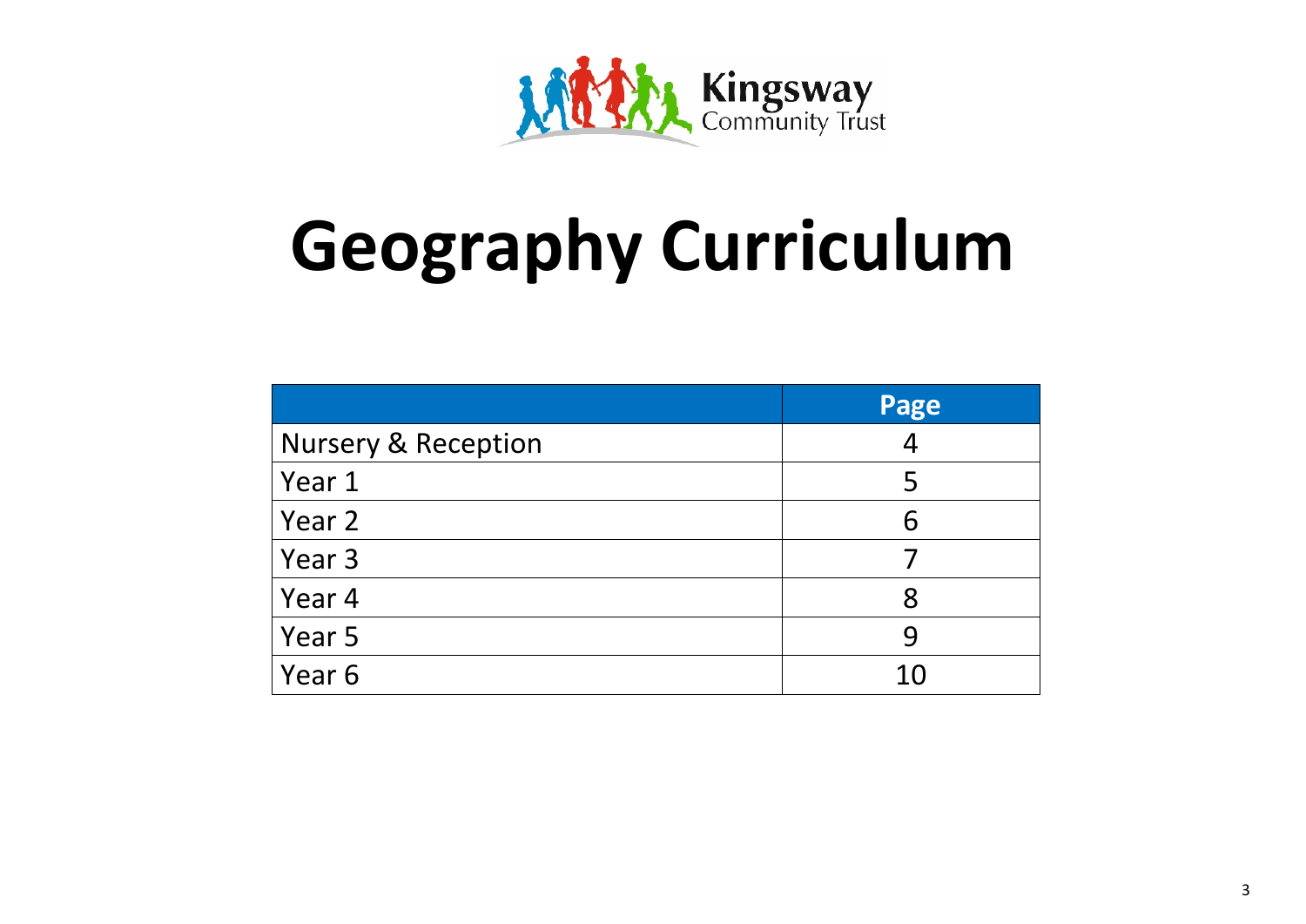Kingsway Community Trust

# Geography Curriculum

| | Page |
|---|---|
| Nursery & Reception | 4 |
| Year 1 | 5 |
| Year 2 | 6 |
| Year 3 | 7 |
| Year 4 | 8 |
| Year 5 | 9 |
| Year 6 | 10 |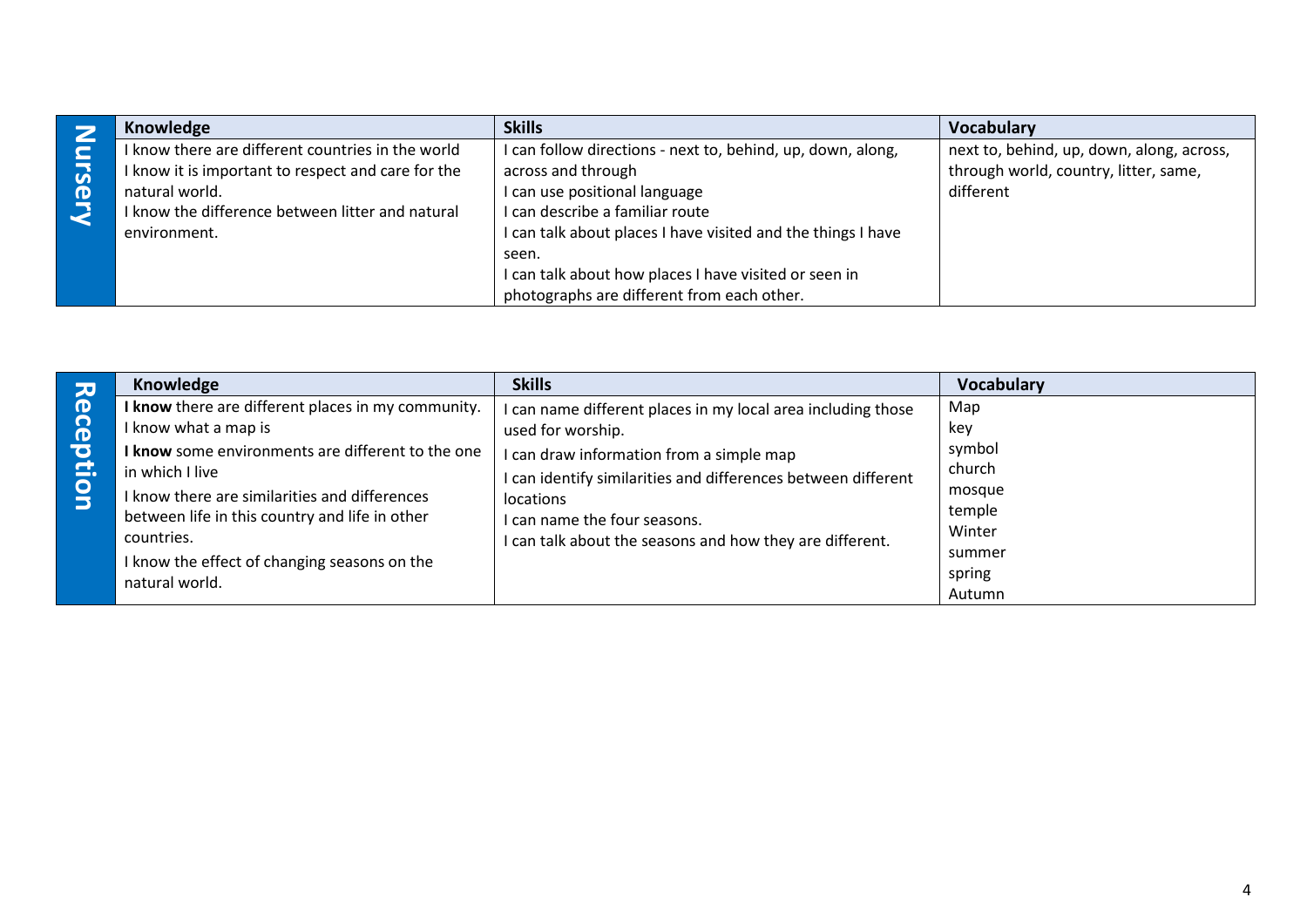| Nursery | Knowledge | Skills | Vocabulary |
|---|---|---|---|
| | I know there are different countries in the world<br>I know it is important to respect and care for the natural world.<br>I know the difference between litter and natural environment. | I can follow directions - next to, behind, up, down, along, across and through<br>I can use positional language<br>I can describe a familiar route<br>I can talk about places I have visited and the things I have seen.<br>I can talk about how places I have visited or seen in photographs are different from each other. | next to, behind, up, down, along, across, through world, country, litter, same, different |

| Reception | Knowledge | Skills | Vocabulary |
|---|---|---|---|
| | **I know** there are different places in my community.<br>I know what a map is<br>**I know** some environments are different to the one in which I live<br>I know there are similarities and differences between life in this country and life in other countries.<br>I know the effect of changing seasons on the natural world. | I can name different places in my local area including those used for worship.<br>I can draw information from a simple map<br>I can identify similarities and differences between different locations<br>I can name the four seasons.<br>I can talk about the seasons and how they are different. | Map<br>key<br>symbol<br>church<br>mosque<br>temple<br>Winter<br>summer<br>spring<br>Autumn |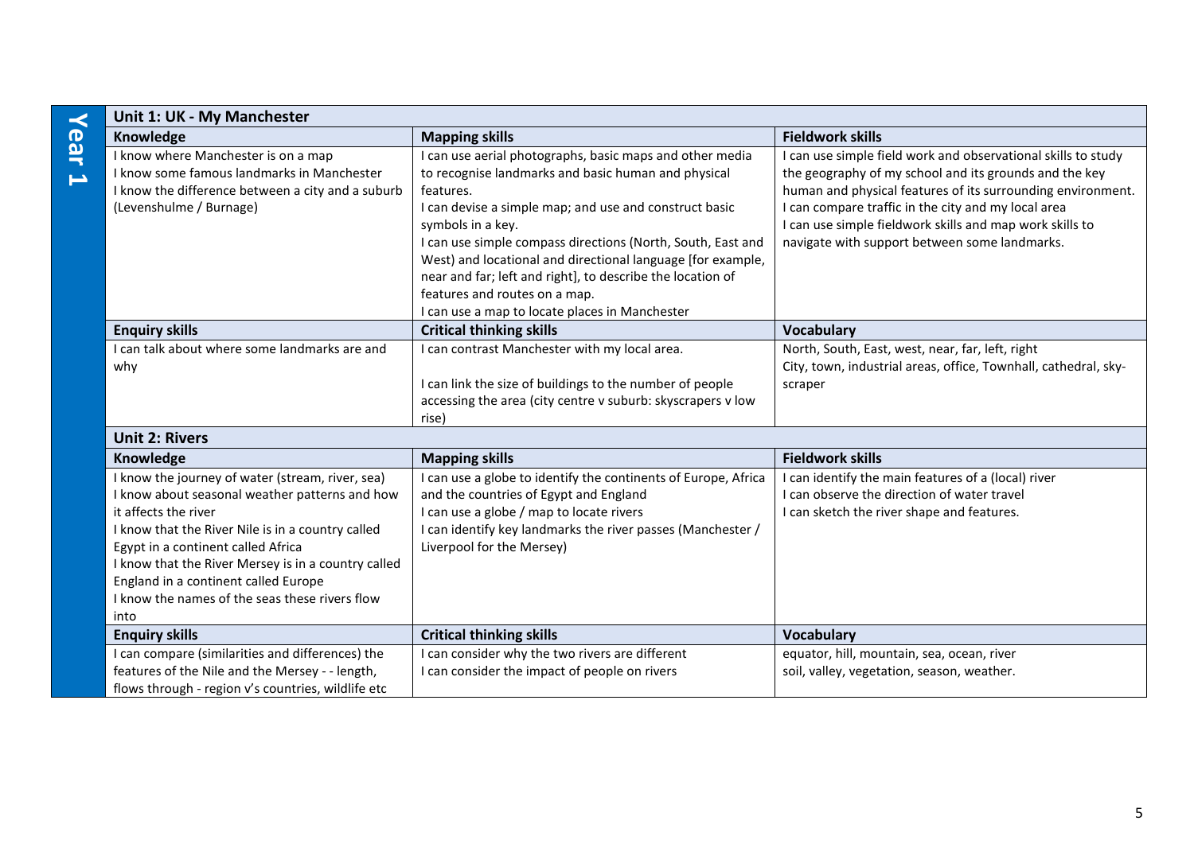# Year 1

## Unit 1: UK - My Manchester

| Knowledge | Mapping skills | Fieldwork skills |
| --- | --- | --- |
| I know where Manchester is on a map<br>I know some famous landmarks in Manchester<br>I know the difference between a city and a suburb (Levenshulme / Burnage) | I can use aerial photographs, basic maps and other media to recognise landmarks and basic human and physical features.<br>I can devise a simple map; and use and construct basic symbols in a key.<br>I can use simple compass directions (North, South, East and West) and locational and directional language [for example, near and far; left and right], to describe the location of features and routes on a map.<br>I can use a map to locate places in Manchester | I can use simple field work and observational skills to study the geography of my school and its grounds and the key human and physical features of its surrounding environment.<br>I can compare traffic in the city and my local area<br>I can use simple fieldwork skills and map work skills to navigate with support between some landmarks. |
| **Enquiry skills** | **Critical thinking skills** | **Vocabulary** |
| I can talk about where some landmarks are and why | I can contrast Manchester with my local area.<br><br>I can link the size of buildings to the number of people accessing the area (city centre v suburb: skyscrapers v low rise) | North, South, East, west, near, far, left, right<br>City, town, industrial areas, office, Townhall, cathedral, sky-scraper |

## Unit 2: Rivers

| Knowledge | Mapping skills | Fieldwork skills |
| --- | --- | --- |
| I know the journey of water (stream, river, sea)<br>I know about seasonal weather patterns and how it affects the river<br>I know that the River Nile is in a country called Egypt in a continent called Africa<br>I know that the River Mersey is in a country called England in a continent called Europe<br>I know the names of the seas these rivers flow into | I can use a globe to identify the continents of Europe, Africa and the countries of Egypt and England<br>I can use a globe / map to locate rivers<br>I can identify key landmarks the river passes (Manchester / Liverpool for the Mersey) | I can identify the main features of a (local) river<br>I can observe the direction of water travel<br>I can sketch the river shape and features. |
| **Enquiry skills** | **Critical thinking skills** | **Vocabulary** |
| I can compare (similarities and differences) the features of the Nile and the Mersey - - length, flows through - region v's countries, wildlife etc | I can consider why the two rivers are different<br>I can consider the impact of people on rivers | equator, hill, mountain, sea, ocean, river<br>soil, valley, vegetation, season, weather. |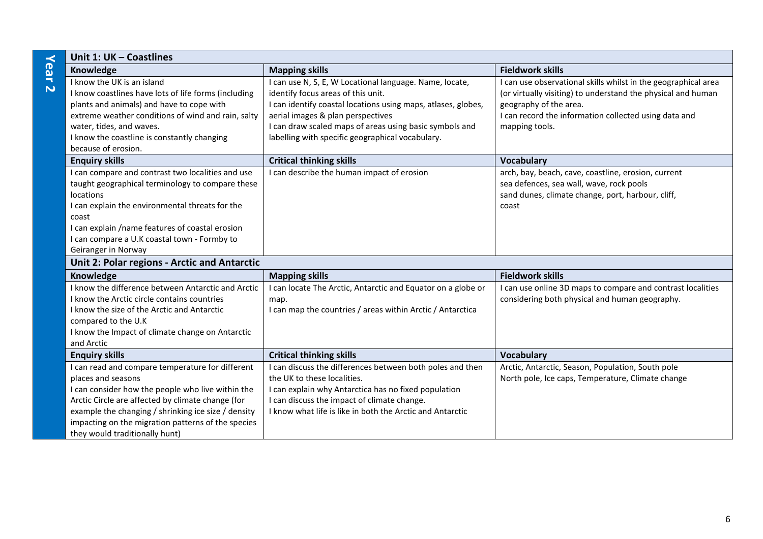## Year 2

### Unit 1: UK – Coastlines

| Knowledge | Mapping skills | Fieldwork skills |
|---|---|---|
| I know the UK is an island<br>I know coastlines have lots of life forms (including plants and animals) and have to cope with extreme weather conditions of wind and rain, salty water, tides, and waves.<br>I know the coastline is constantly changing because of erosion. | I can use N, S, E, W Locational language. Name, locate, identify focus areas of this unit.<br>I can identify coastal locations using maps, atlases, globes, aerial images & plan perspectives<br>I can draw scaled maps of areas using basic symbols and labelling with specific geographical vocabulary. | I can use observational skills whilst in the geographical area (or virtually visiting) to understand the physical and human geography of the area.<br>I can record the information collected using data and mapping tools. |
| **Enquiry skills** | **Critical thinking skills** | **Vocabulary** |
| I can compare and contrast two localities and use taught geographical terminology to compare these locations<br>I can explain the environmental threats for the coast<br>I can explain /name features of coastal erosion<br>I can compare a U.K coastal town - Formby to Geiranger in Norway | I can describe the human impact of erosion | arch, bay, beach, cave, coastline, erosion, current<br>sea defences, sea wall, wave, rock pools<br>sand dunes, climate change, port, harbour, cliff,<br>coast |

### Unit 2: Polar regions - Arctic and Antarctic

| Knowledge | Mapping skills | Fieldwork skills |
|---|---|---|
| I know the difference between Antarctic and Arctic<br>I know the Arctic circle contains countries<br>I know the size of the Arctic and Antarctic compared to the U.K<br>I know the Impact of climate change on Antarctic and Arctic | I can locate The Arctic, Antarctic and Equator on a globe or map.<br>I can map the countries / areas within Arctic / Antarctica | I can use online 3D maps to compare and contrast localities considering both physical and human geography. |
| **Enquiry skills** | **Critical thinking skills** | **Vocabulary** |
| I can read and compare temperature for different places and seasons<br>I can consider how the people who live within the Arctic Circle are affected by climate change (for example the changing / shrinking ice size / density impacting on the migration patterns of the species they would traditionally hunt) | I can discuss the differences between both poles and then the UK to these localities.<br>I can explain why Antarctica has no fixed population<br>I can discuss the impact of climate change.<br>I know what life is like in both the Arctic and Antarctic | Arctic, Antarctic, Season, Population, South pole<br>North pole, Ice caps, Temperature, Climate change |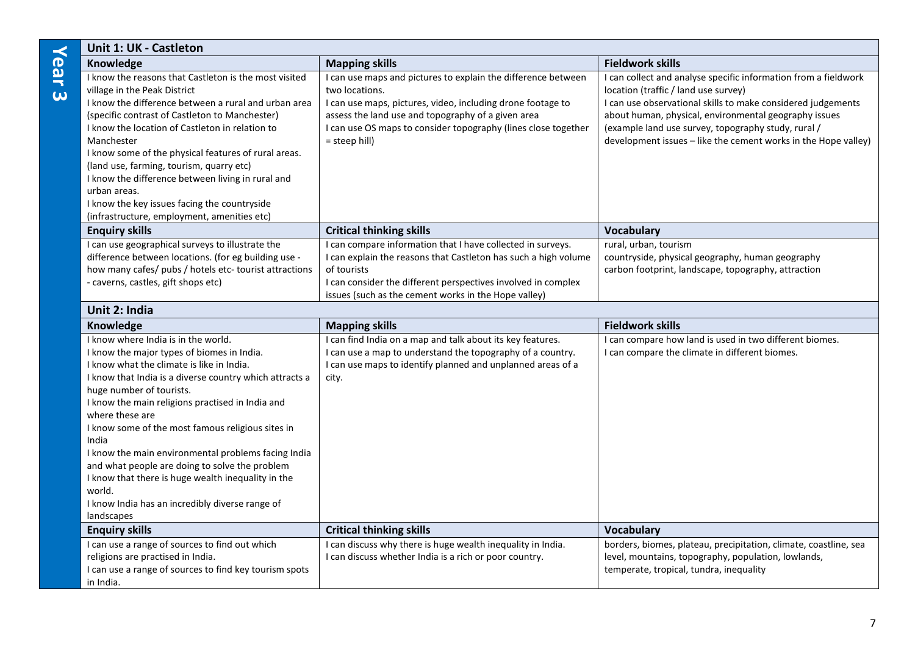## Year 3

### Unit 1: UK - Castleton

| Knowledge | Mapping skills | Fieldwork skills |
|---|---|---|
| I know the reasons that Castleton is the most visited village in the Peak District<br>I know the difference between a rural and urban area (specific contrast of Castleton to Manchester)<br>I know the location of Castleton in relation to Manchester<br>I know some of the physical features of rural areas. (land use, farming, tourism, quarry etc)<br>I know the difference between living in rural and urban areas.<br>I know the key issues facing the countryside (infrastructure, employment, amenities etc) | I can use maps and pictures to explain the difference between two locations.<br>I can use maps, pictures, video, including drone footage to assess the land use and topography of a given area<br>I can use OS maps to consider topography (lines close together = steep hill) | I can collect and analyse specific information from a fieldwork location (traffic / land use survey)<br>I can use observational skills to make considered judgements about human, physical, environmental geography issues (example land use survey, topography study, rural / development issues – like the cement works in the Hope valley) |
| **Enquiry skills** | **Critical thinking skills** | **Vocabulary** |
| I can use geographical surveys to illustrate the difference between locations. (for eg building use - how many cafes/ pubs / hotels etc- tourist attractions - caverns, castles, gift shops etc) | I can compare information that I have collected in surveys.<br>I can explain the reasons that Castleton has such a high volume of tourists<br>I can consider the different perspectives involved in complex issues (such as the cement works in the Hope valley) | rural, urban, tourism<br>countryside, physical geography, human geography<br>carbon footprint, landscape, topography, attraction |

### Unit 2: India

| Knowledge | Mapping skills | Fieldwork skills |
|---|---|---|
| I know where India is in the world.<br>I know the major types of biomes in India.<br>I know what the climate is like in India.<br>I know that India is a diverse country which attracts a huge number of tourists.<br>I know the main religions practised in India and where these are<br>I know some of the most famous religious sites in India<br>I know the main environmental problems facing India and what people are doing to solve the problem<br>I know that there is huge wealth inequality in the world.<br>I know India has an incredibly diverse range of landscapes | I can find India on a map and talk about its key features.<br>I can use a map to understand the topography of a country.<br>I can use maps to identify planned and unplanned areas of a city. | I can compare how land is used in two different biomes.<br>I can compare the climate in different biomes. |
| **Enquiry skills** | **Critical thinking skills** | **Vocabulary** |
| I can use a range of sources to find out which religions are practised in India.<br>I can use a range of sources to find key tourism spots in India. | I can discuss why there is huge wealth inequality in India.<br>I can discuss whether India is a rich or poor country. | borders, biomes, plateau, precipitation, climate, coastline, sea level, mountains, topography, population, lowlands, temperate, tropical, tundra, inequality |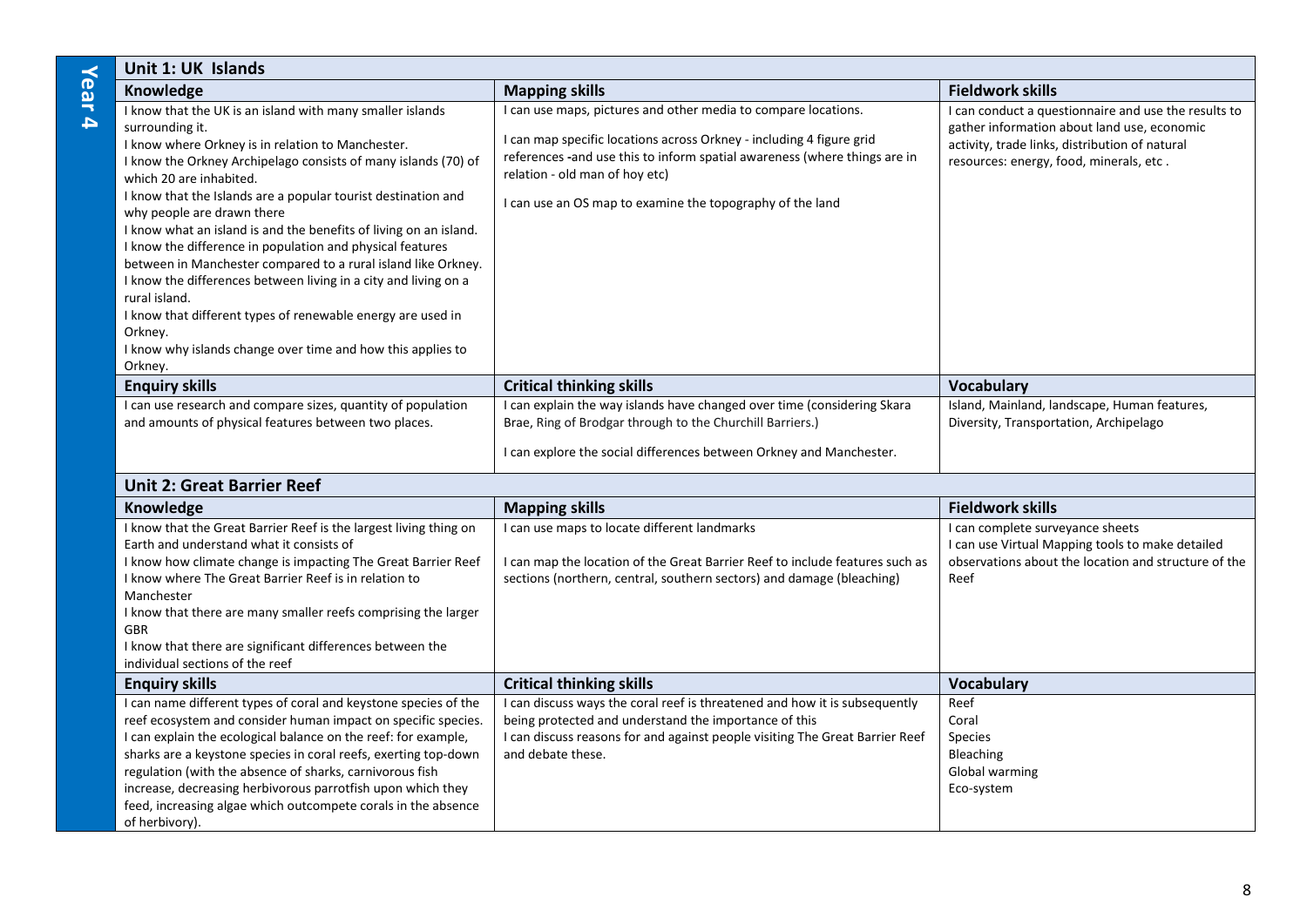# Year 4

## Unit 1: UK Islands

| Knowledge | Mapping skills | Fieldwork skills |
| --- | --- | --- |
| I know that the UK is an island with many smaller islands surrounding it.<br>I know where Orkney is in relation to Manchester.<br>I know the Orkney Archipelago consists of many islands (70) of which 20 are inhabited.<br>I know that the Islands are a popular tourist destination and why people are drawn there<br>I know what an island is and the benefits of living on an island.<br>I know the difference in population and physical features between in Manchester compared to a rural island like Orkney.<br>I know the differences between living in a city and living on a rural island.<br>I know that different types of renewable energy are used in Orkney.<br>I know why islands change over time and how this applies to Orkney. | I can use maps, pictures and other media to compare locations.<br><br>I can map specific locations across Orkney - including 4 figure grid references -and use this to inform spatial awareness (where things are in relation - old man of hoy etc)<br><br>I can use an OS map to examine the topography of the land | I can conduct a questionnaire and use the results to gather information about land use, economic activity, trade links, distribution of natural resources: energy, food, minerals, etc . |
| **Enquiry skills** | **Critical thinking skills** | **Vocabulary** |
| I can use research and compare sizes, quantity of population and amounts of physical features between two places. | I can explain the way islands have changed over time (considering Skara Brae, Ring of Brodgar through to the Churchill Barriers.)<br><br>I can explore the social differences between Orkney and Manchester. | Island, Mainland, landscape, Human features, Diversity, Transportation, Archipelago |

## Unit 2: Great Barrier Reef

| Knowledge | Mapping skills | Fieldwork skills |
| --- | --- | --- |
| I know that the Great Barrier Reef is the largest living thing on Earth and understand what it consists of<br>I know how climate change is impacting The Great Barrier Reef<br>I know where The Great Barrier Reef is in relation to Manchester<br>I know that there are many smaller reefs comprising the larger GBR<br>I know that there are significant differences between the individual sections of the reef | I can use maps to locate different landmarks<br><br>I can map the location of the Great Barrier Reef to include features such as sections (northern, central, southern sectors) and damage (bleaching) | I can complete surveyance sheets<br>I can use Virtual Mapping tools to make detailed observations about the location and structure of the Reef |
| **Enquiry skills** | **Critical thinking skills** | **Vocabulary** |
| I can name different types of coral and keystone species of the reef ecosystem and consider human impact on specific species.<br>I can explain the ecological balance on the reef: for example, sharks are a keystone species in coral reefs, exerting top-down regulation (with the absence of sharks, carnivorous fish increase, decreasing herbivorous parrotfish upon which they feed, increasing algae which outcompete corals in the absence of herbivory). | I can discuss ways the coral reef is threatened and how it is subsequently being protected and understand the importance of this<br>I can discuss reasons for and against people visiting The Great Barrier Reef and debate these. | Reef<br>Coral<br>Species<br>Bleaching<br>Global warming<br>Eco-system |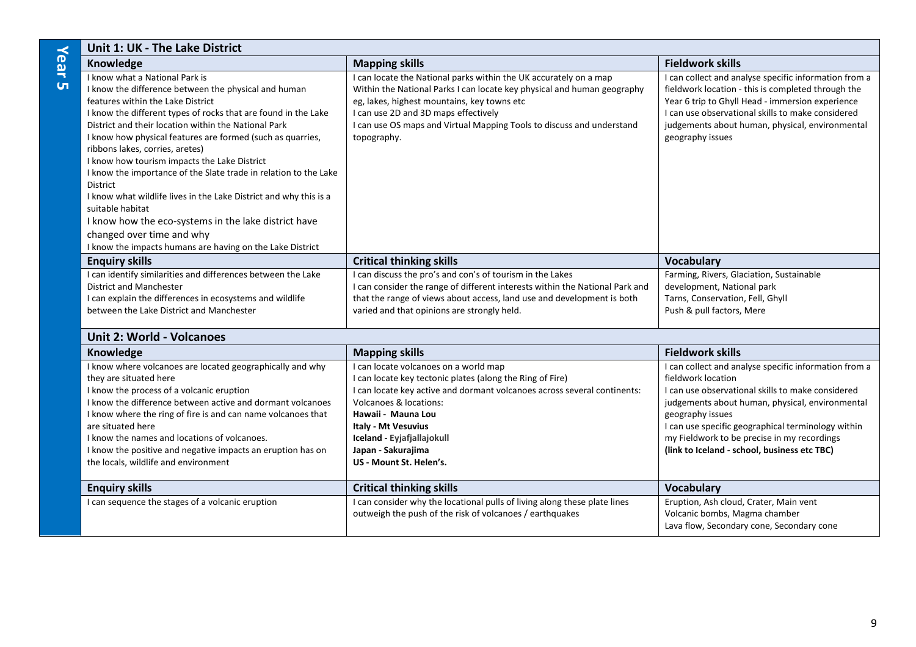# Year 5

## Unit 1: UK - The Lake District

| Knowledge | Mapping skills | Fieldwork skills |
|---|---|---|
| I know what a National Park is<br>I know the difference between the physical and human features within the Lake District<br>I know the different types of rocks that are found in the Lake District and their location within the National Park<br>I know how physical features are formed (such as quarries, ribbons lakes, corries, aretes)<br>I know how tourism impacts the Lake District<br>I know the importance of the Slate trade in relation to the Lake District<br>I know what wildlife lives in the Lake District and why this is a suitable habitat<br>I know how the eco-systems in the lake district have changed over time and why<br>I know the impacts humans are having on the Lake District | I can locate the National parks within the UK accurately on a map<br>Within the National Parks I can locate key physical and human geography eg, lakes, highest mountains, key towns etc<br>I can use 2D and 3D maps effectively<br>I can use OS maps and Virtual Mapping Tools to discuss and understand topography. | I can collect and analyse specific information from a fieldwork location - this is completed through the Year 6 trip to Ghyll Head - immersion experience<br>I can use observational skills to make considered judgements about human, physical, environmental geography issues |
| **Enquiry skills** | **Critical thinking skills** | **Vocabulary** |
| I can identify similarities and differences between the Lake District and Manchester<br>I can explain the differences in ecosystems and wildlife between the Lake District and Manchester | I can discuss the pro's and con's of tourism in the Lakes<br>I can consider the range of different interests within the National Park and that the range of views about access, land use and development is both varied and that opinions are strongly held. | Farming, Rivers, Glaciation, Sustainable development, National park<br>Tarns, Conservation, Fell, Ghyll<br>Push & pull factors, Mere |

## Unit 2: World - Volcanoes

| Knowledge | Mapping skills | Fieldwork skills |
|---|---|---|
| I know where volcanoes are located geographically and why they are situated here<br>I know the process of a volcanic eruption<br>I know the difference between active and dormant volcanoes<br>I know where the ring of fire is and can name volcanoes that are situated here<br>I know the names and locations of volcanoes.<br>I know the positive and negative impacts an eruption has on the locals, wildlife and environment | I can locate volcanoes on a world map<br>I can locate key tectonic plates (along the Ring of Fire)<br>I can locate key active and dormant volcanoes across several continents:<br>Volcanoes & locations:<br>**Hawaii - Mauna Lou**<br>**Italy - Mt Vesuvius**<br>**Iceland - Eyjafjallajokull**<br>**Japan - Sakurajima**<br>**US - Mount St. Helen's.** | I can collect and analyse specific information from a fieldwork location<br>I can use observational skills to make considered judgements about human, physical, environmental geography issues<br>I can use specific geographical terminology within my Fieldwork to be precise in my recordings<br>**(link to Iceland - school, business etc TBC)** |
| **Enquiry skills** | **Critical thinking skills** | **Vocabulary** |
| I can sequence the stages of a volcanic eruption | I can consider why the locational pulls of living along these plate lines outweigh the push of the risk of volcanoes / earthquakes | Eruption, Ash cloud, Crater, Main vent<br>Volcanic bombs, Magma chamber<br>Lava flow, Secondary cone, Secondary cone |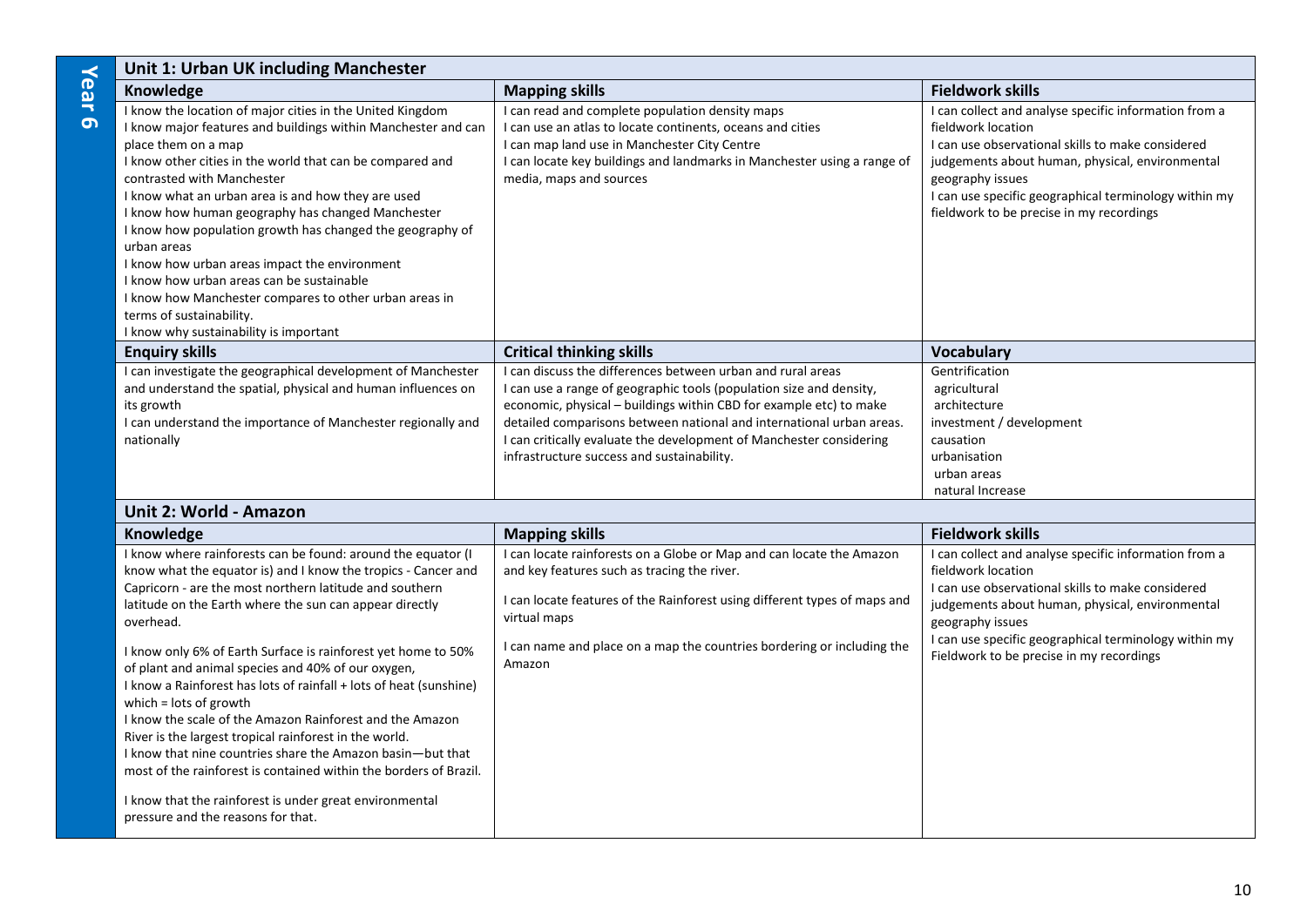# Year 6

## Unit 1: Urban UK including Manchester

| Knowledge | Mapping skills | Fieldwork skills |
| --- | --- | --- |
| I know the location of major cities in the United Kingdom<br>I know major features and buildings within Manchester and can place them on a map<br>I know other cities in the world that can be compared and contrasted with Manchester<br>I know what an urban area is and how they are used<br>I know how human geography has changed Manchester<br>I know how population growth has changed the geography of urban areas<br>I know how urban areas impact the environment<br>I know how urban areas can be sustainable<br>I know how Manchester compares to other urban areas in terms of sustainability.<br>I know why sustainability is important | I can read and complete population density maps<br>I can use an atlas to locate continents, oceans and cities<br>I can map land use in Manchester City Centre<br>I can locate key buildings and landmarks in Manchester using a range of media, maps and sources | I can collect and analyse specific information from a fieldwork location<br>I can use observational skills to make considered judgements about human, physical, environmental geography issues<br>I can use specific geographical terminology within my fieldwork to be precise in my recordings |
| **Enquiry skills** | **Critical thinking skills** | **Vocabulary** |
| I can investigate the geographical development of Manchester and understand the spatial, physical and human influences on its growth<br>I can understand the importance of Manchester regionally and nationally | I can discuss the differences between urban and rural areas<br>I can use a range of geographic tools (population size and density, economic, physical – buildings within CBD for example etc) to make detailed comparisons between national and international urban areas.<br>I can critically evaluate the development of Manchester considering infrastructure success and sustainability. | Gentrification<br>agricultural<br>architecture<br>investment / development<br>causation<br>urbanisation<br>urban areas<br>natural Increase |

## Unit 2: World - Amazon

| Knowledge | Mapping skills | Fieldwork skills |
| --- | --- | --- |
| I know where rainforests can be found: around the equator (I know what the equator is) and I know the tropics - Cancer and Capricorn - are the most northern latitude and southern latitude on the Earth where the sun can appear directly overhead.<br><br>I know only 6% of Earth Surface is rainforest yet home to 50% of plant and animal species and 40% of our oxygen,<br>I know a Rainforest has lots of rainfall + lots of heat (sunshine) which = lots of growth<br>I know the scale of the Amazon Rainforest and the Amazon River is the largest tropical rainforest in the world.<br>I know that nine countries share the Amazon basin—but that most of the rainforest is contained within the borders of Brazil.<br><br>I know that the rainforest is under great environmental pressure and the reasons for that. | I can locate rainforests on a Globe or Map and can locate the Amazon and key features such as tracing the river.<br><br>I can locate features of the Rainforest using different types of maps and virtual maps<br><br>I can name and place on a map the countries bordering or including the Amazon | I can collect and analyse specific information from a fieldwork location<br>I can use observational skills to make considered judgements about human, physical, environmental geography issues<br>I can use specific geographical terminology within my Fieldwork to be precise in my recordings |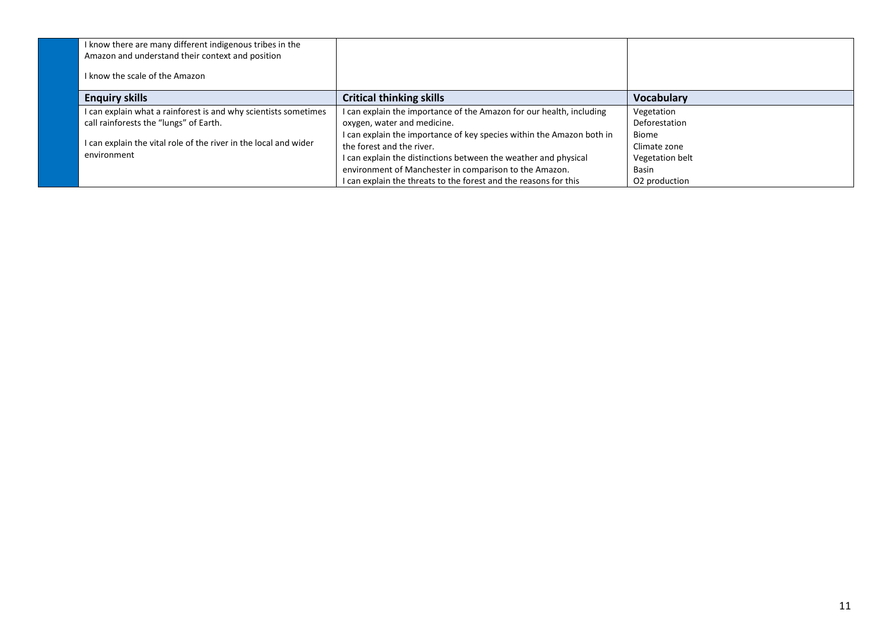| | | | |
|---|---|---|---|
| | I know there are many different indigenous tribes in the Amazon and understand their context and position<br><br>I know the scale of the Amazon | | |
| | **Enquiry skills** | **Critical thinking skills** | **Vocabulary** |
| | I can explain what a rainforest is and why scientists sometimes call rainforests the "lungs" of Earth.<br><br>I can explain the vital role of the river in the local and wider environment | I can explain the importance of the Amazon for our health, including oxygen, water and medicine.<br>I can explain the importance of key species within the Amazon both in the forest and the river.<br>I can explain the distinctions between the weather and physical environment of Manchester in comparison to the Amazon.<br>I can explain the threats to the forest and the reasons for this | Vegetation<br>Deforestation<br>Biome<br>Climate zone<br>Vegetation belt<br>Basin<br>$O_2$ production |